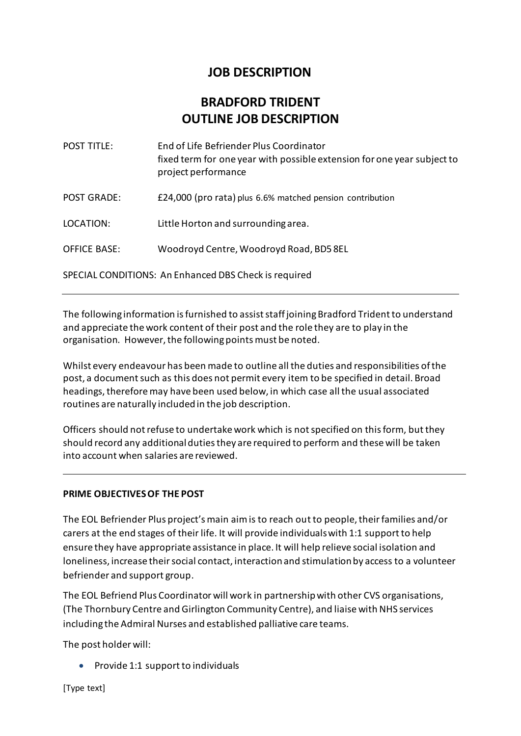# JOB DESCRIPTION

# BRADFORD TRIDENT
# OUTLINE JOB DESCRIPTION

POST TITLE: End of Life Befriender Plus Coordinator
fixed term for one year with possible extension for one year subject to project performance

POST GRADE: £24,000 (pro rata) plus 6.6% matched pension contribution

LOCATION: Little Horton and surrounding area.

OFFICE BASE: Woodroyd Centre, Woodroyd Road, BD5 8EL

SPECIAL CONDITIONS: An Enhanced DBS Check is required

---

The following information is furnished to assist staff joining Bradford Trident to understand and appreciate the work content of their post and the role they are to play in the organisation. However, the following points must be noted.

Whilst every endeavour has been made to outline all the duties and responsibilities of the post, a document such as this does not permit every item to be specified in detail. Broad headings, therefore may have been used below, in which case all the usual associated routines are naturally included in the job description.

Officers should not refuse to undertake work which is not specified on this form, but they should record any additional duties they are required to perform and these will be taken into account when salaries are reviewed.

---

**PRIME OBJECTIVES OF THE POST**

The EOL Befriender Plus project's main aim is to reach out to people, their families and/or carers at the end stages of their life. It will provide individuals with 1:1 support to help ensure they have appropriate assistance in place. It will help relieve social isolation and loneliness, increase their social contact, interaction and stimulation by access to a volunteer befriender and support group.

The EOL Befriend Plus Coordinator will work in partnership with other CVS organisations, (The Thornbury Centre and Girlington Community Centre), and liaise with NHS services including the Admiral Nurses and established palliative care teams.

The post holder will:

- Provide 1:1 support to individuals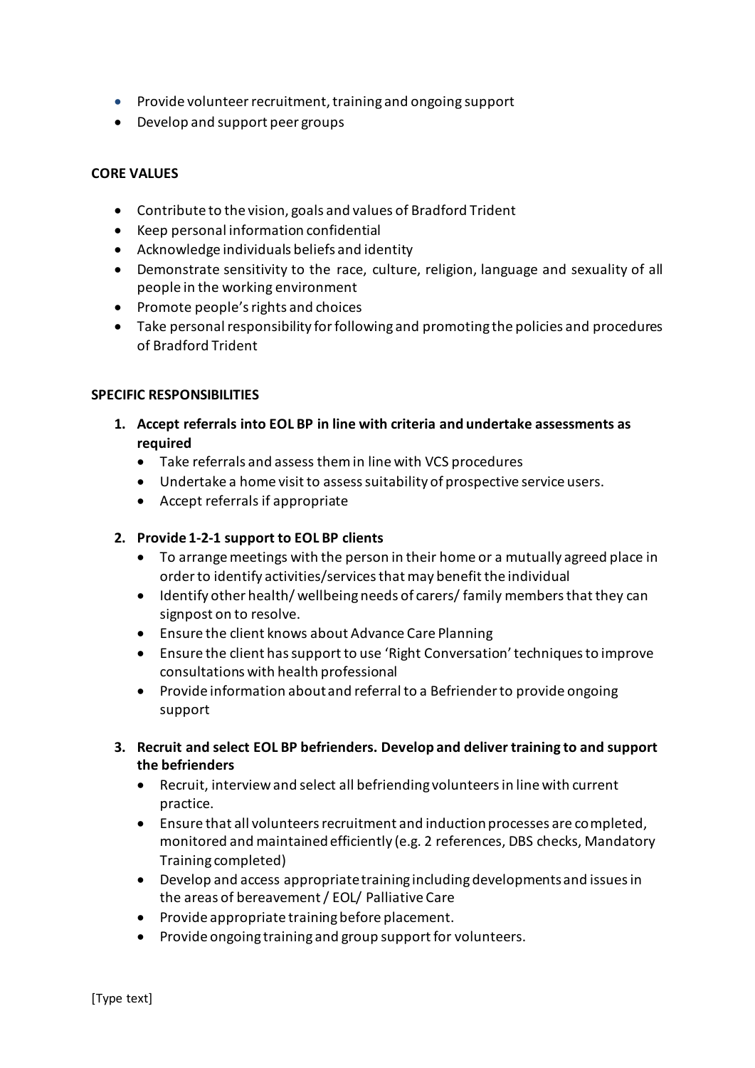- Provide volunteer recruitment, training and ongoing support
- Develop and support peer groups

**CORE VALUES**

- Contribute to the vision, goals and values of Bradford Trident
- Keep personal information confidential
- Acknowledge individuals beliefs and identity
- Demonstrate sensitivity to the race, culture, religion, language and sexuality of all people in the working environment
- Promote people's rights and choices
- Take personal responsibility for following and promoting the policies and procedures of Bradford Trident

**SPECIFIC RESPONSIBILITIES**

1. **Accept referrals into EOL BP in line with criteria and undertake assessments as required**
   - Take referrals and assess them in line with VCS procedures
   - Undertake a home visit to assess suitability of prospective service users.
   - Accept referrals if appropriate

2. **Provide 1-2-1 support to EOL BP clients**
   - To arrange meetings with the person in their home or a mutually agreed place in order to identify activities/services that may benefit the individual
   - Identify other health/ wellbeing needs of carers/ family members that they can signpost on to resolve.
   - Ensure the client knows about Advance Care Planning
   - Ensure the client has support to use 'Right Conversation' techniques to improve consultations with health professional
   - Provide information about and referral to a Befriender to provide ongoing support

3. **Recruit and select EOL BP befrienders. Develop and deliver training to and support the befrienders**
   - Recruit, interview and select all befriending volunteers in line with current practice.
   - Ensure that all volunteers recruitment and induction processes are completed, monitored and maintained efficiently (e.g. 2 references, DBS checks, Mandatory Training completed)
   - Develop and access appropriate training including developments and issues in the areas of bereavement / EOL/ Palliative Care
   - Provide appropriate training before placement.
   - Provide ongoing training and group support for volunteers.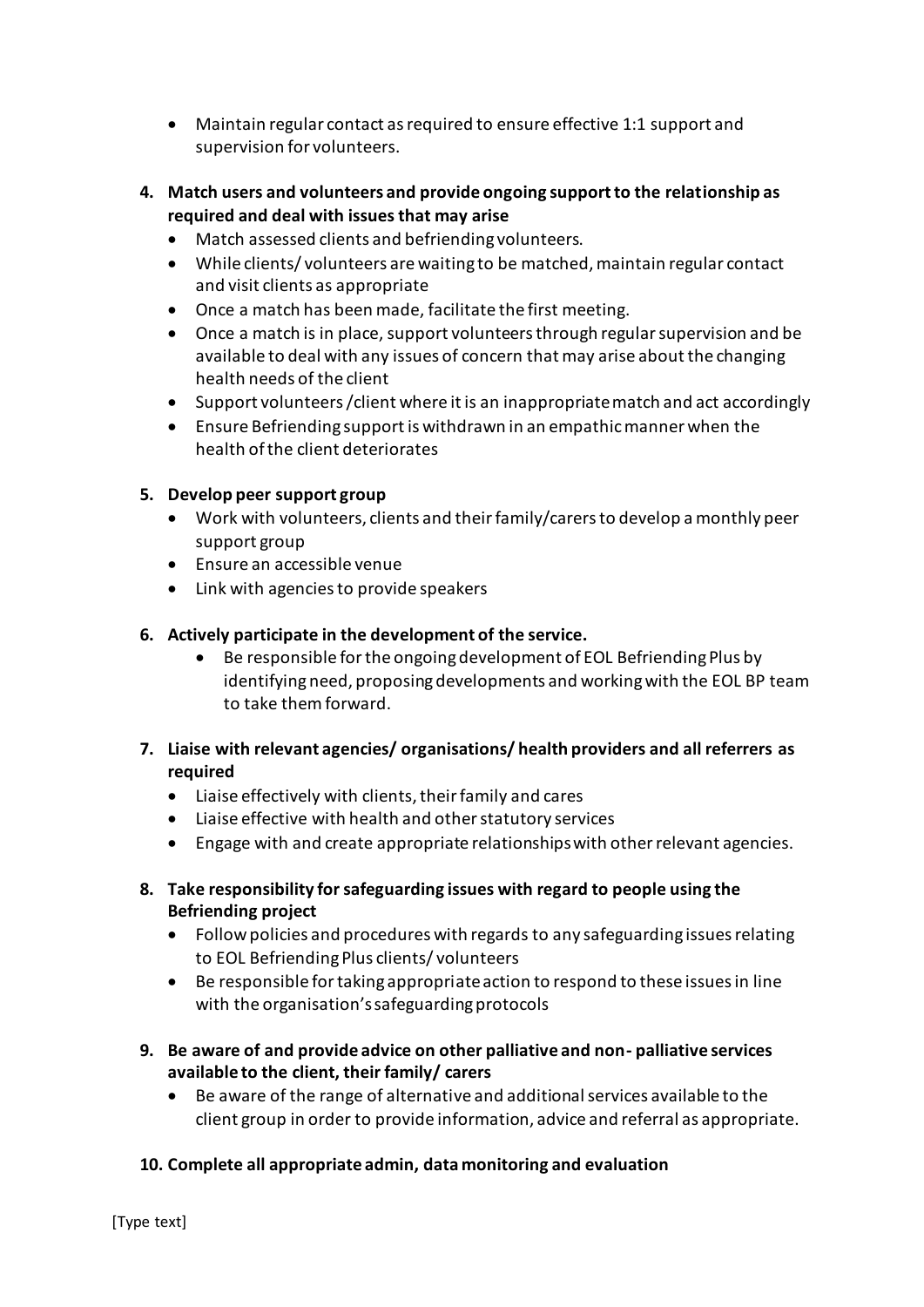- Maintain regular contact as required to ensure effective 1:1 support and supervision for volunteers.

4. **Match users and volunteers and provide ongoing support to the relationship as required and deal with issues that may arise**
   - Match assessed clients and befriending volunteers.
   - While clients/ volunteers are waiting to be matched, maintain regular contact and visit clients as appropriate
   - Once a match has been made, facilitate the first meeting.
   - Once a match is in place, support volunteers through regular supervision and be available to deal with any issues of concern that may arise about the changing health needs of the client
   - Support volunteers /client where it is an inappropriate match and act accordingly
   - Ensure Befriending support is withdrawn in an empathic manner when the health of the client deteriorates

5. **Develop peer support group**
   - Work with volunteers, clients and their family/carers to develop a monthly peer support group
   - Ensure an accessible venue
   - Link with agencies to provide speakers

6. **Actively participate in the development of the service.**
   - Be responsible for the ongoing development of EOL Befriending Plus by identifying need, proposing developments and working with the EOL BP team to take them forward.

7. **Liaise with relevant agencies/ organisations/ health providers and all referrers as required**
   - Liaise effectively with clients, their family and cares
   - Liaise effective with health and other statutory services
   - Engage with and create appropriate relationships with other relevant agencies.

8. **Take responsibility for safeguarding issues with regard to people using the Befriending project**
   - Follow policies and procedures with regards to any safeguarding issues relating to EOL Befriending Plus clients/ volunteers
   - Be responsible for taking appropriate action to respond to these issues in line with the organisation's safeguarding protocols

9. **Be aware of and provide advice on other palliative and non- palliative services available to the client, their family/ carers**
   - Be aware of the range of alternative and additional services available to the client group in order to provide information, advice and referral as appropriate.

10. **Complete all appropriate admin, data monitoring and evaluation**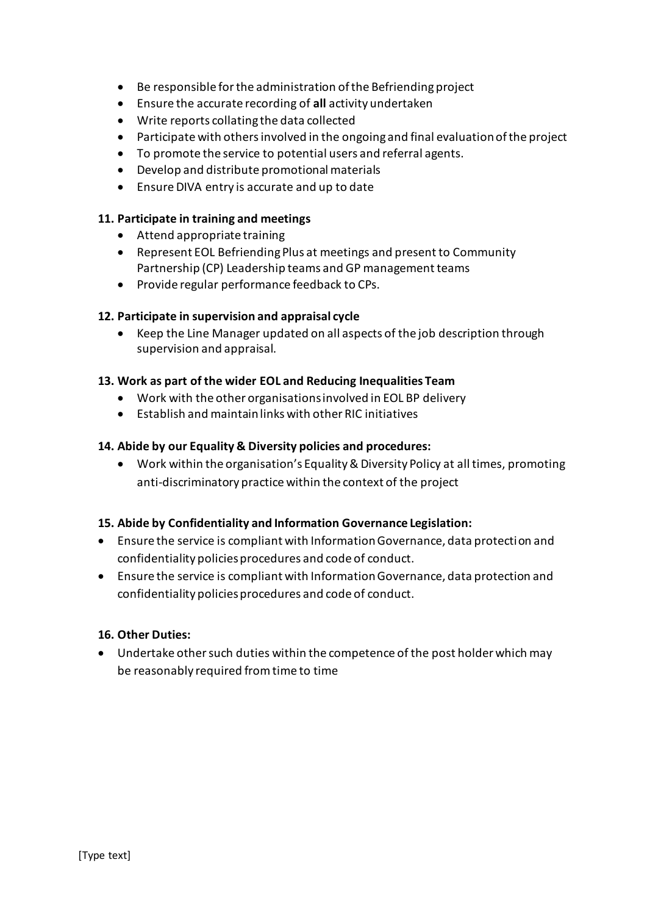- Be responsible for the administration of the Befriending project
- Ensure the accurate recording of **all** activity undertaken
- Write reports collating the data collected
- Participate with others involved in the ongoing and final evaluation of the project
- To promote the service to potential users and referral agents.
- Develop and distribute promotional materials
- Ensure DIVA entry is accurate and up to date

**11. Participate in training and meetings**

- Attend appropriate training
- Represent EOL Befriending Plus at meetings and present to Community Partnership (CP) Leadership teams and GP management teams
- Provide regular performance feedback to CPs.

**12. Participate in supervision and appraisal cycle**

- Keep the Line Manager updated on all aspects of the job description through supervision and appraisal.

**13. Work as part of the wider EOL and Reducing Inequalities Team**

- Work with the other organisations involved in EOL BP delivery
- Establish and maintain links with other RIC initiatives

**14. Abide by our Equality & Diversity policies and procedures:**

- Work within the organisation's Equality & Diversity Policy at all times, promoting anti-discriminatory practice within the context of the project

**15. Abide by Confidentiality and Information Governance Legislation:**

- Ensure the service is compliant with Information Governance, data protection and confidentiality policies procedures and code of conduct.
- Ensure the service is compliant with Information Governance, data protection and confidentiality policies procedures and code of conduct.

**16. Other Duties:**

- Undertake other such duties within the competence of the post holder which may be reasonably required from time to time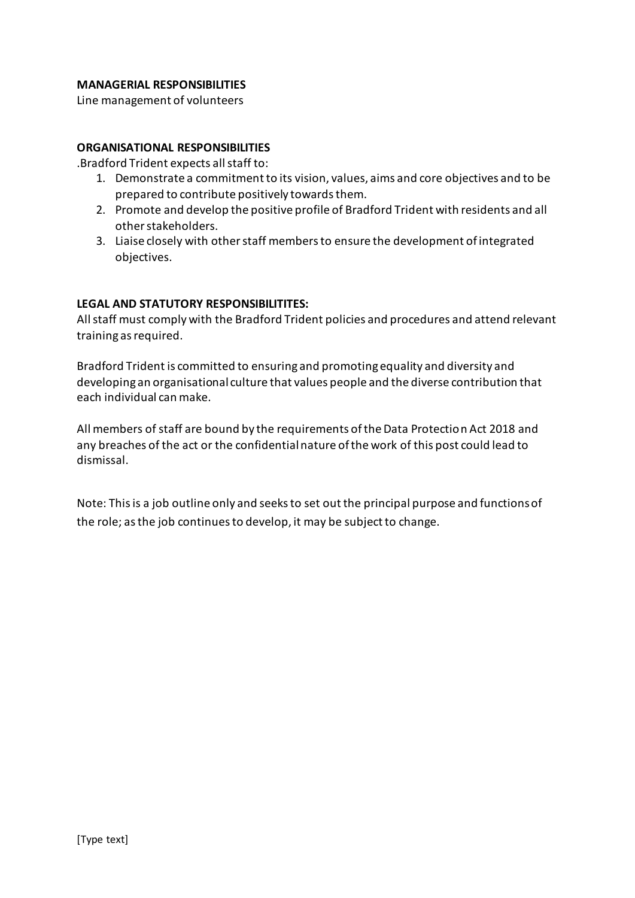**MANAGERIAL RESPONSIBILITIES**
Line management of volunteers

**ORGANISATIONAL RESPONSIBILITIES**
.Bradford Trident expects all staff to:

1. Demonstrate a commitment to its vision, values, aims and core objectives and to be prepared to contribute positively towards them.
2. Promote and develop the positive profile of Bradford Trident with residents and all other stakeholders.
3. Liaise closely with other staff members to ensure the development of integrated objectives.

**LEGAL AND STATUTORY RESPONSIBILITITES:**
All staff must comply with the Bradford Trident policies and procedures and attend relevant training as required.

Bradford Trident is committed to ensuring and promoting equality and diversity and developing an organisational culture that values people and the diverse contribution that each individual can make.

All members of staff are bound by the requirements of the Data Protection Act 2018 and any breaches of the act or the confidential nature of the work of this post could lead to dismissal.

Note: This is a job outline only and seeks to set out the principal purpose and functions of the role; as the job continues to develop, it may be subject to change.